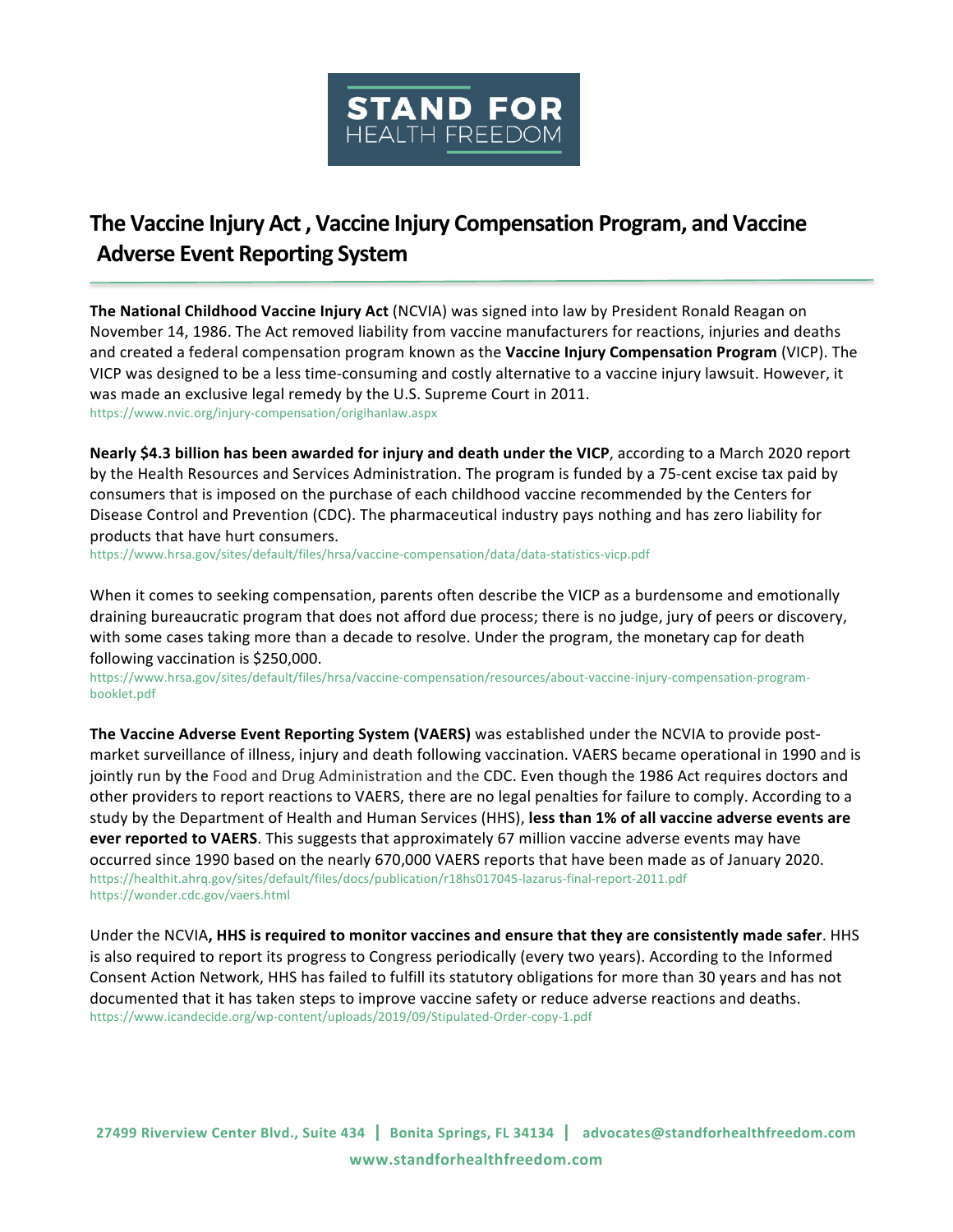# STAND FOR HEALTH FREEDOM

## The Vaccine Injury Act , Vaccine Injury Compensation Program, and Vaccine Adverse Event Reporting System

**The National Childhood Vaccine Injury Act** (NCVIA) was signed into law by President Ronald Reagan on November 14, 1986. The Act removed liability from vaccine manufacturers for reactions, injuries and deaths and created a federal compensation program known as the **Vaccine Injury Compensation Program** (VICP). The VICP was designed to be a less time-consuming and costly alternative to a vaccine injury lawsuit. However, it was made an exclusive legal remedy by the U.S. Supreme Court in 2011.
https://www.nvic.org/injury-compensation/origihanlaw.aspx

**Nearly $4.3 billion has been awarded for injury and death under the VICP**, according to a March 2020 report by the Health Resources and Services Administration. The program is funded by a 75-cent excise tax paid by consumers that is imposed on the purchase of each childhood vaccine recommended by the Centers for Disease Control and Prevention (CDC). The pharmaceutical industry pays nothing and has zero liability for products that have hurt consumers.
https://www.hrsa.gov/sites/default/files/hrsa/vaccine-compensation/data/data-statistics-vicp.pdf

When it comes to seeking compensation, parents often describe the VICP as a burdensome and emotionally draining bureaucratic program that does not afford due process; there is no judge, jury of peers or discovery, with some cases taking more than a decade to resolve. Under the program, the monetary cap for death following vaccination is $250,000.
https://www.hrsa.gov/sites/default/files/hrsa/vaccine-compensation/resources/about-vaccine-injury-compensation-program-booklet.pdf

**The Vaccine Adverse Event Reporting System (VAERS)** was established under the NCVIA to provide post-market surveillance of illness, injury and death following vaccination. VAERS became operational in 1990 and is jointly run by the Food and Drug Administration and the CDC. Even though the 1986 Act requires doctors and other providers to report reactions to VAERS, there are no legal penalties for failure to comply. According to a study by the Department of Health and Human Services (HHS), **less than 1% of all vaccine adverse events are ever reported to VAERS**. This suggests that approximately 67 million vaccine adverse events may have occurred since 1990 based on the nearly 670,000 VAERS reports that have been made as of January 2020.
https://healthit.ahrq.gov/sites/default/files/docs/publication/r18hs017045-lazarus-final-report-2011.pdf
https://wonder.cdc.gov/vaers.html

Under the NCVIA**, HHS is required to monitor vaccines and ensure that they are consistently made safer**. HHS is also required to report its progress to Congress periodically (every two years). According to the Informed Consent Action Network, HHS has failed to fulfill its statutory obligations for more than 30 years and has not documented that it has taken steps to improve vaccine safety or reduce adverse reactions and deaths.
https://www.icandecide.org/wp-content/uploads/2019/09/Stipulated-Order-copy-1.pdf

27499 Riverview Center Blvd., Suite 434 | Bonita Springs, FL 34134 | advocates@standforhealthfreedom.com
www.standforhealthfreedom.com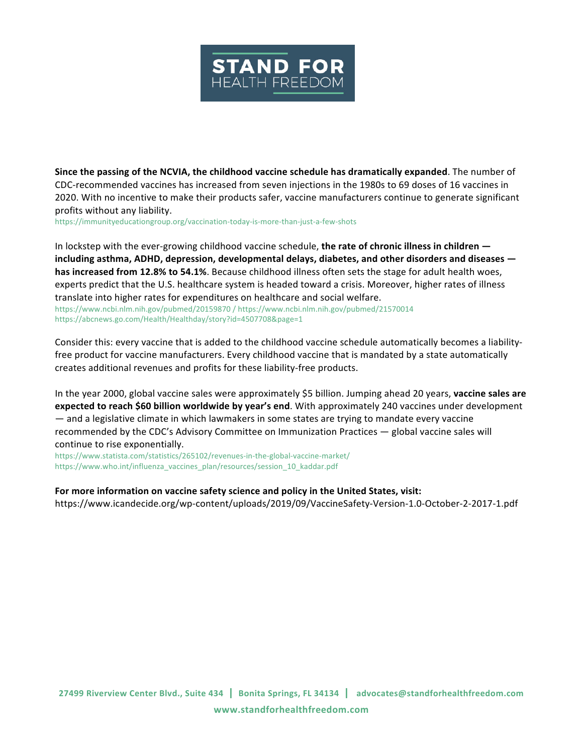# STAND FOR HEALTH FREEDOM

**Since the passing of the NCVIA, the childhood vaccine schedule has dramatically expanded**. The number of CDC-recommended vaccines has increased from seven injections in the 1980s to 69 doses of 16 vaccines in 2020. With no incentive to make their products safer, vaccine manufacturers continue to generate significant profits without any liability.

https://immunityeducationgroup.org/vaccination-today-is-more-than-just-a-few-shots

In lockstep with the ever-growing childhood vaccine schedule, **the rate of chronic illness in children — including asthma, ADHD, depression, developmental delays, diabetes, and other disorders and diseases — has increased from 12.8% to 54.1%**. Because childhood illness often sets the stage for adult health woes, experts predict that the U.S. healthcare system is headed toward a crisis. Moreover, higher rates of illness translate into higher rates for expenditures on healthcare and social welfare.

https://www.ncbi.nlm.nih.gov/pubmed/20159870 / https://www.ncbi.nlm.nih.gov/pubmed/21570014
https://abcnews.go.com/Health/Healthday/story?id=4507708&page=1

Consider this: every vaccine that is added to the childhood vaccine schedule automatically becomes a liability-free product for vaccine manufacturers. Every childhood vaccine that is mandated by a state automatically creates additional revenues and profits for these liability-free products.

In the year 2000, global vaccine sales were approximately $5 billion. Jumping ahead 20 years, **vaccine sales are expected to reach $60 billion worldwide by year's end**. With approximately 240 vaccines under development — and a legislative climate in which lawmakers in some states are trying to mandate every vaccine recommended by the CDC's Advisory Committee on Immunization Practices — global vaccine sales will continue to rise exponentially.

https://www.statista.com/statistics/265102/revenues-in-the-global-vaccine-market/
https://www.who.int/influenza_vaccines_plan/resources/session_10_kaddar.pdf

**For more information on vaccine safety science and policy in the United States, visit:**
https://www.icandecide.org/wp-content/uploads/2019/09/VaccineSafety-Version-1.0-October-2-2017-1.pdf

**27499 Riverview Center Blvd., Suite 434 | Bonita Springs, FL 34134 | advocates@standforhealthfreedom.com**
**www.standforhealthfreedom.com**